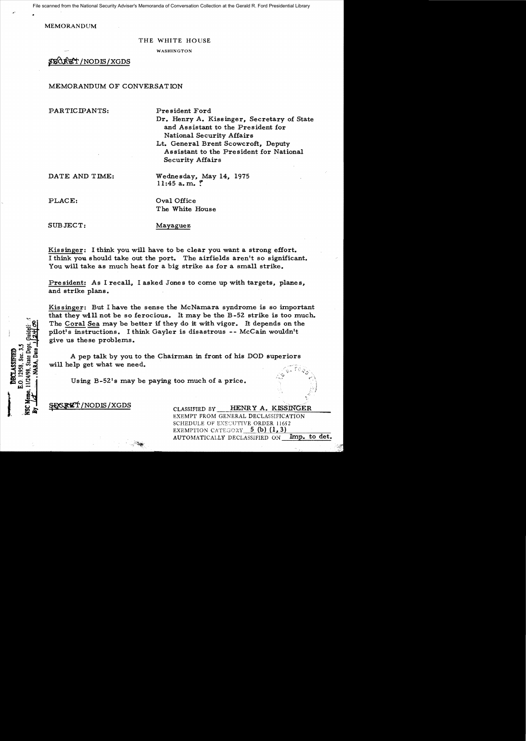File scanned from the National Security Adviser's Memoranda of Conversation Collection at the Gerald R. Ford Presidential Library

MEMORANDUM

THE WHITE HOUSE

WASHINGTON

SECRET/NODIS/XGDS

MEMORANDUM OF CONVERSATION

PARTICIPANTS: President Ford
Dr. Henry A. Kissinger, Secretary of State and Assistant to the President for National Security Affairs
Lt. General Brent Scowcroft, Deputy Assistant to the President for National Security Affairs

DATE AND TIME: Wednesday, May 14, 1975
11:45 a.m. ?

PLACE: Oval Office
The White House

SUBJECT: Mayaguez

Kissinger: I think you will have to be clear you want a strong effort. I think you should take out the port. The airfields aren't so significant. You will take as much heat for a big strike as for a small strike.

President: As I recall, I asked Jones to come up with targets, planes, and strike plans.

Kissinger: But I have the sense the McNamara syndrome is so important that they will not be so ferocious. It may be the B-52 strike is too much. The Coral Sea may be better if they do it with vigor. It depends on the pilot's instructions. I think Gayler is disastrous -- McCain wouldn't give us these problems.

A pep talk by you to the Chairman in front of his DOD superiors will help get what we need.

Using B-52's may be paying too much of a price.

DECLASSIFIED
E.O. 12958, Sec. 3.5
NSC Memo, 11/24/98, State Dept. Guidelines
By ___, NARA, Date ___

SECRET/NODIS/XGDS

CLASSIFIED BY HENRY A. KISSINGER
EXEMPT FROM GENERAL DECLASSIFICATION SCHEDULE OF EXECUTIVE ORDER 11652
EXEMPTION CATEGORY 5 (b) (1, 3)
AUTOMATICALLY DECLASSIFIED ON Imp. to det.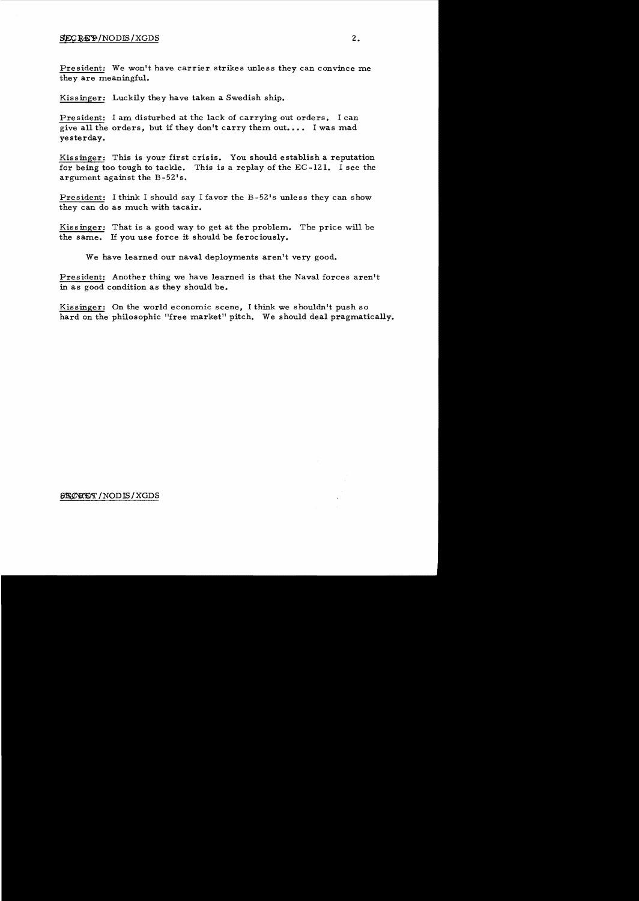**President:** We won't have carrier strikes unless they can convince me they are meaningful.

**Kissinger:** Luckily they have taken a Swedish ship.

**President:** I am disturbed at the lack of carrying out orders. I can give all the orders, but if they don't carry them out.... I was mad yesterday.

**Kissinger:** This is your first crisis. You should establish a reputation for being too tough to tackle. This is a replay of the EC-121. I see the argument against the B-52's.

**President:** I think I should say I favor the B-52's unless they can show they can do as much with tacair.

**Kissinger:** That is a good way to get at the problem. The price will be the same. If you use force it should be ferociously.

We have learned our naval deployments aren't very good.

**President:** Another thing we have learned is that the Naval forces aren't in as good condition as they should be.

**Kissinger:** On the world economic scene, I think we shouldn't push so hard on the philosophic "free market" pitch. We should deal pragmatically.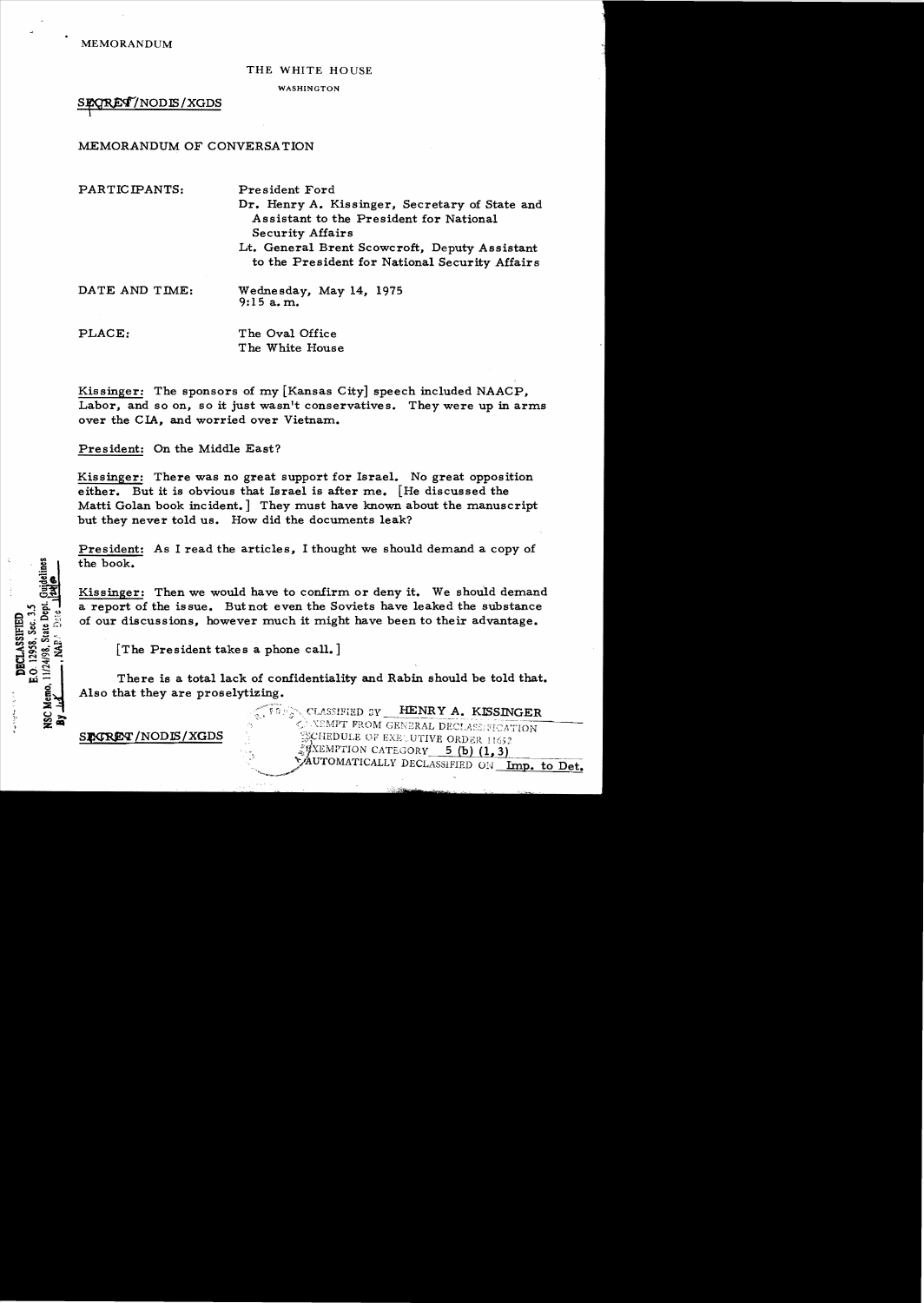MEMORANDUM

THE WHITE HOUSE

WASHINGTON

SECRET/NODIS/XGDS

MEMORANDUM OF CONVERSATION

PARTICIPANTS: President Ford
Dr. Henry A. Kissinger, Secretary of State and Assistant to the President for National Security Affairs
Lt. General Brent Scowcroft, Deputy Assistant to the President for National Security Affairs

DATE AND TIME: Wednesday, May 14, 1975
9:15 a.m.

PLACE: The Oval Office
The White House

Kissinger: The sponsors of my [Kansas City] speech included NAACP, Labor, and so on, so it just wasn't conservatives. They were up in arms over the CIA, and worried over Vietnam.

President: On the Middle East?

Kissinger: There was no great support for Israel. No great opposition either. But it is obvious that Israel is after me. [He discussed the Matti Golan book incident.] They must have known about the manuscript but they never told us. How did the documents leak?

President: As I read the articles, I thought we should demand a copy of the book.

Kissinger: Then we would have to confirm or deny it. We should demand a report of the issue. But not even the Soviets have leaked the substance of our discussions, however much it might have been to their advantage.

[The President takes a phone call.]

There is a total lack of confidentiality and Rabin should be told that. Also that they are proselytizing.

DECLASSIFIED
E.O. 12958, Sec. 3.5
NSC Memo, 11/24/98, State Dept. Guidelines
By ___ , NARA, Date ___

SECRET/NODIS/XGDS

CLASSIFIED BY HENRY A. KISSINGER
EXEMPT FROM GENERAL DECLASSIFICATION
SCHEDULE OF EXECUTIVE ORDER 11652
EXEMPTION CATEGORY 5 (b) (1, 3)
AUTOMATICALLY DECLASSIFIED ON Imp. to Det.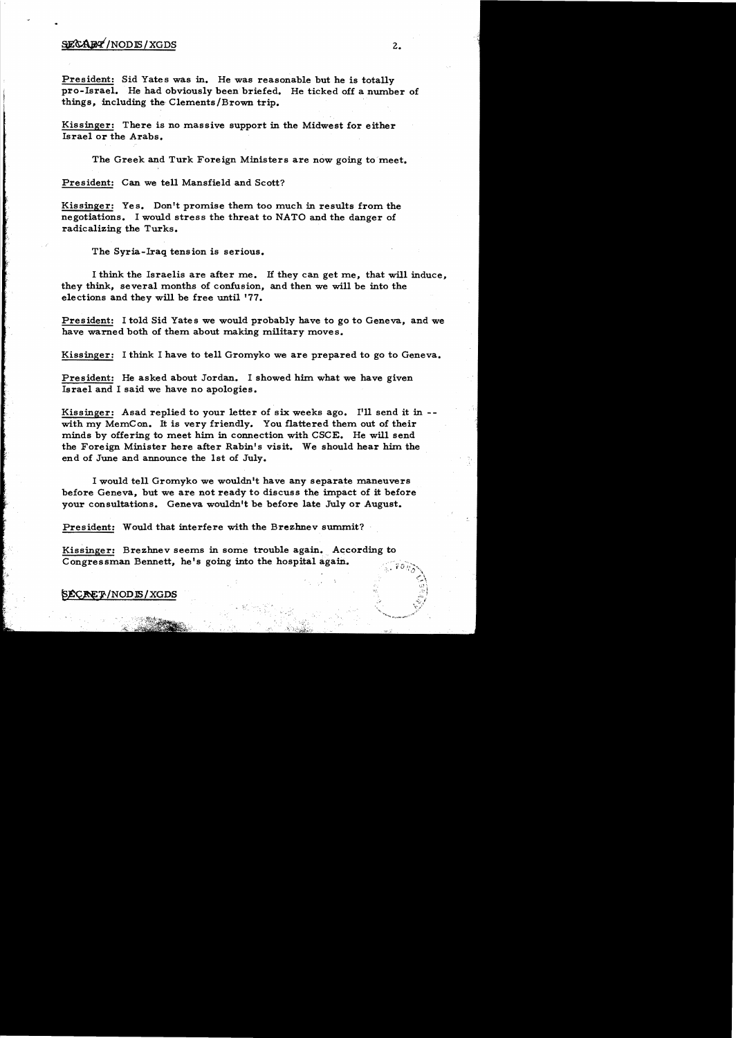SECRET/NODIS/XGDS

President: Sid Yates was in. He was reasonable but he is totally pro-Israel. He had obviously been briefed. He ticked off a number of things, including the Clements/Brown trip.

Kissinger: There is no massive support in the Midwest for either Israel or the Arabs.

The Greek and Turk Foreign Ministers are now going to meet.

President: Can we tell Mansfield and Scott?

Kissinger: Yes. Don't promise them too much in results from the negotiations. I would stress the threat to NATO and the danger of radicalizing the Turks.

The Syria-Iraq tension is serious.

I think the Israelis are after me. If they can get me, that will induce, they think, several months of confusion, and then we will be into the elections and they will be free until '77.

President: I told Sid Yates we would probably have to go to Geneva, and we have warned both of them about making military moves.

Kissinger: I think I have to tell Gromyko we are prepared to go to Geneva.

President: He asked about Jordan. I showed him what we have given Israel and I said we have no apologies.

Kissinger: Asad replied to your letter of six weeks ago. I'll send it in -- with my MemCon. It is very friendly. You flattered them out of their minds by offering to meet him in connection with CSCE. He will send the Foreign Minister here after Rabin's visit. We should hear him the end of June and announce the 1st of July.

I would tell Gromyko we wouldn't have any separate maneuvers before Geneva, but we are not ready to discuss the impact of it before your consultations. Geneva wouldn't be before late July or August.

President: Would that interfere with the Brezhnev summit?

Kissinger: Brezhnev seems in some trouble again. According to Congressman Bennett, he's going into the hospital again.

SECRET/NODIS/XGDS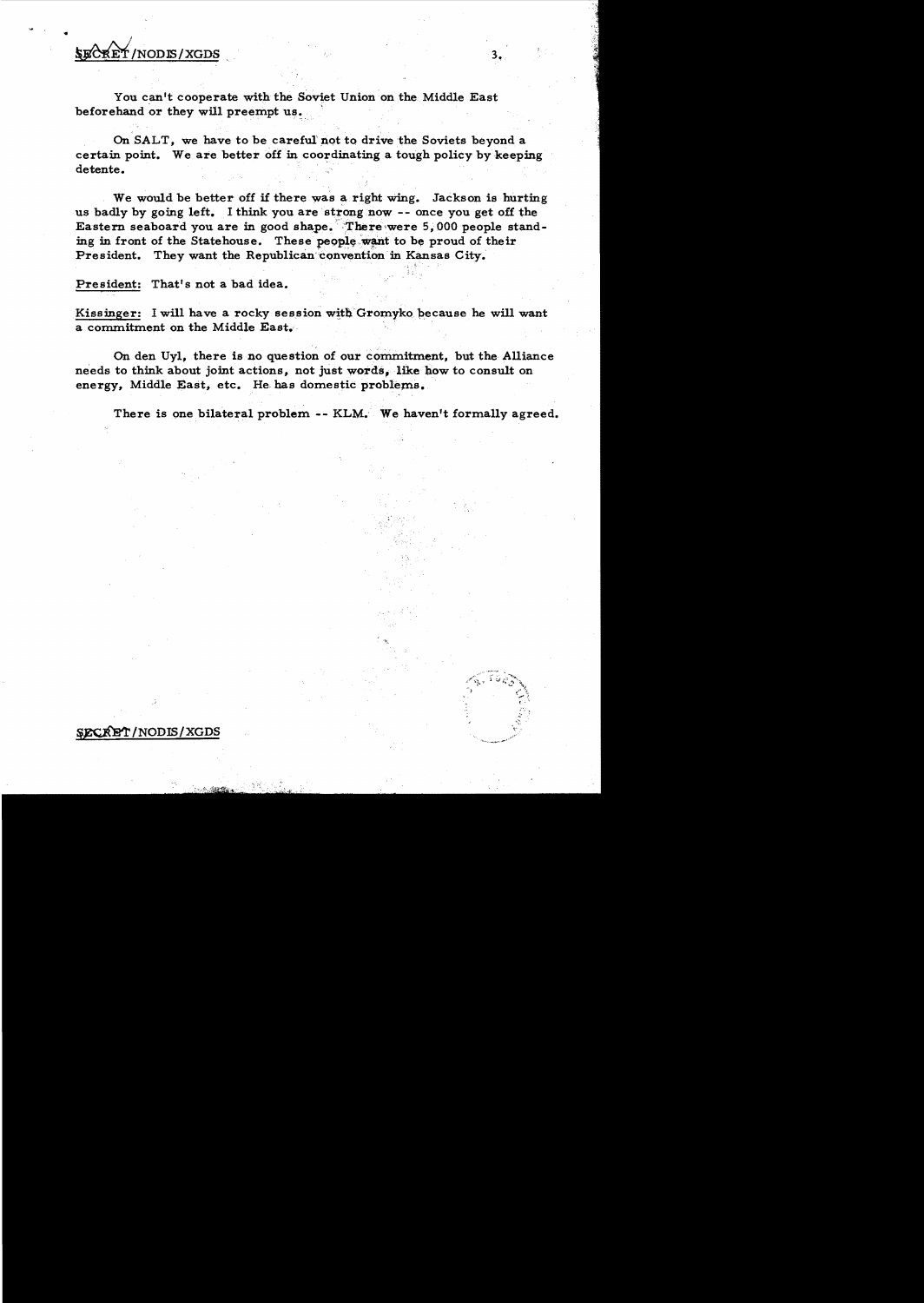SECRET/NODIS/XGDS

You can't cooperate with the Soviet Union on the Middle East beforehand or they will preempt us.

On SALT, we have to be careful not to drive the Soviets beyond a certain point. We are better off in coordinating a tough policy by keeping detente.

We would be better off if there was a right wing. Jackson is hurting us badly by going left. I think you are strong now -- once you get off the Eastern seaboard you are in good shape. There were 5,000 people standing in front of the Statehouse. These people want to be proud of their President. They want the Republican convention in Kansas City.

President: That's not a bad idea.

Kissinger: I will have a rocky session with Gromyko because he will want a commitment on the Middle East.

On den Uyl, there is no question of our commitment, but the Alliance needs to think about joint actions, not just words, like how to consult on energy, Middle East, etc. He has domestic problems.

There is one bilateral problem -- KLM. We haven't formally agreed.

SECRET/NODIS/XGDS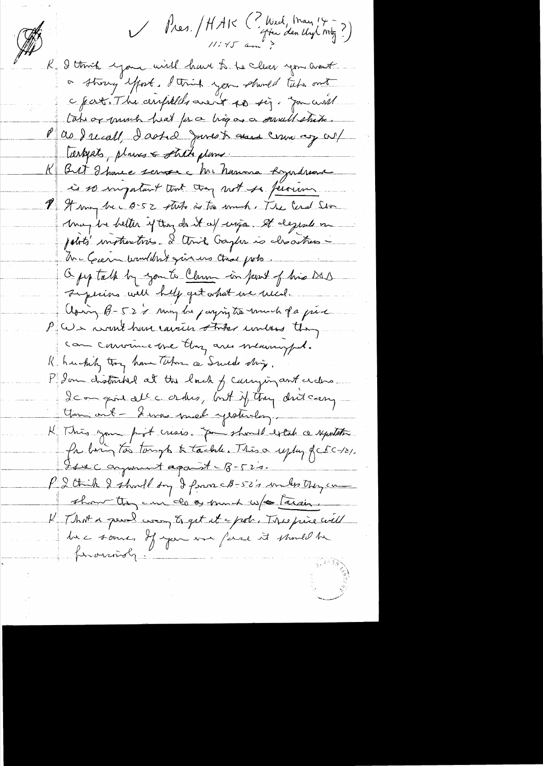✓ Pres. / HAK (? Wed, May 14 – after den Lyl mtg ?)
11:45 am ?

K I think you will have to be clear you want a strong effort. I think you should take out c port. The airfields aren't so sig. You will take as much heat for a big as a small strike.

P As I recall, I asked Jones to use carriers w/ targets, planes & strike plans.

K But I have a sense c McNamara hangover is so important that they not so ferocious.

P It may be c B-52 strike is too much. The Cmd Son may be better if they do it w/ vigor. It depends on pilots' instructions. I think Gayler is disastrous – McCain wouldn't give us those pilots.

A pep talk by you to Clem in front of his DOD superiors will help get what we need.

Using B-52's may be paying too much of a price.

P We won't have carrier strikes unless they can convince me they are meaningful.

K Luckily they have taken a Swede ship.

P I am disturbed at the lack of carrying out orders. I can give all c orders, but if they don't carry them out – I was mad yesterday.

K This your first crisis. You should establish a reputation for being too tough to tackle. This a replay of EC-121. I see c argument against c B-52's.

P I think I should say I favor c B-52's unless they can show they can do as much w/o Tarzan.

K That a good way to get it c pols. The price will be c same. If you use force it should be ferociously.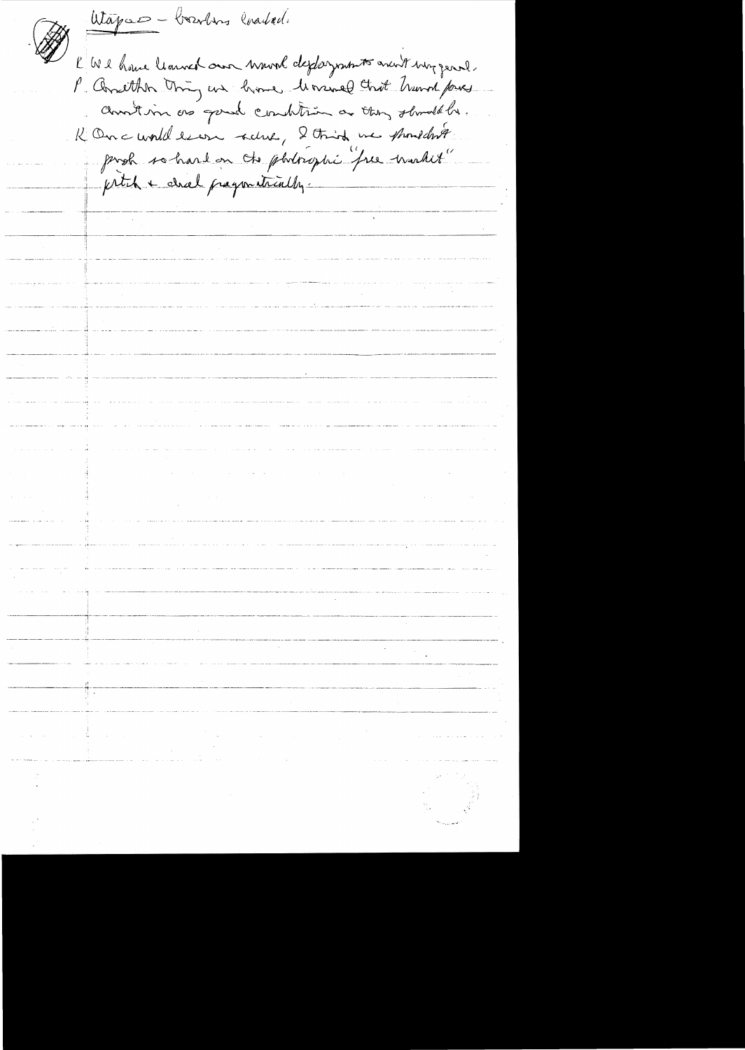Utapao – bombers loaded.

K We have learned our naval deployments aren't very good.

P Another thing we have learned that naval forces aren't in as good condition as they should be.

K Once world leaves here, I think we shouldn't push so hard on the philosophic "free market" pitch + deal pragmatically.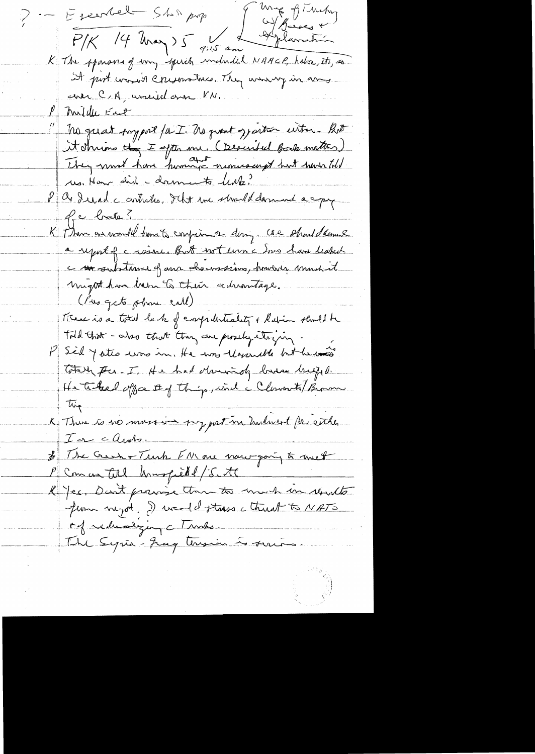? – Esenbel – Sho prop

Mtg of Turkey w/ Bases + Explanation

P/K 14 May 75 ✓ 9:15 am

K The sponsors of my speech included NAACP, labor, etc, so it put woman Conservatives. They were very in arms over C/A, worried over VN.

P Middle East

" No great support for I. No great opposition either. But it shows they I after me. (Described Book matters) They must have known about manuscript but never told us. How did documents leak?

P As I read the articles, I ? we should demand a copy of the book?

K Then we would have to confirm or deny. We should demand a report of the issue. But not even the Sovs have leaked the substance of our discussions, however much it might have been to their advantage.

(Pres gets phone call)

There is a total lack of confidentiality & Rabin should be told that – also that they are probably ? .

P Sid Yates was in. He was reasonable but he was totally for I. He had obviously been briefed. He talked about # of things, incl Clements/Brown trip

K There is no massive support in Midwest for either I or the Arabs.

# The Greek + Turk FM are now going to meet

P Congress Tell Mansfield/Scott

K Yes. Don't promise them too much in results from mtg. I would stress the threat to NATO + of radicalizing the Turks.

The Syria-Iraq tension is serious.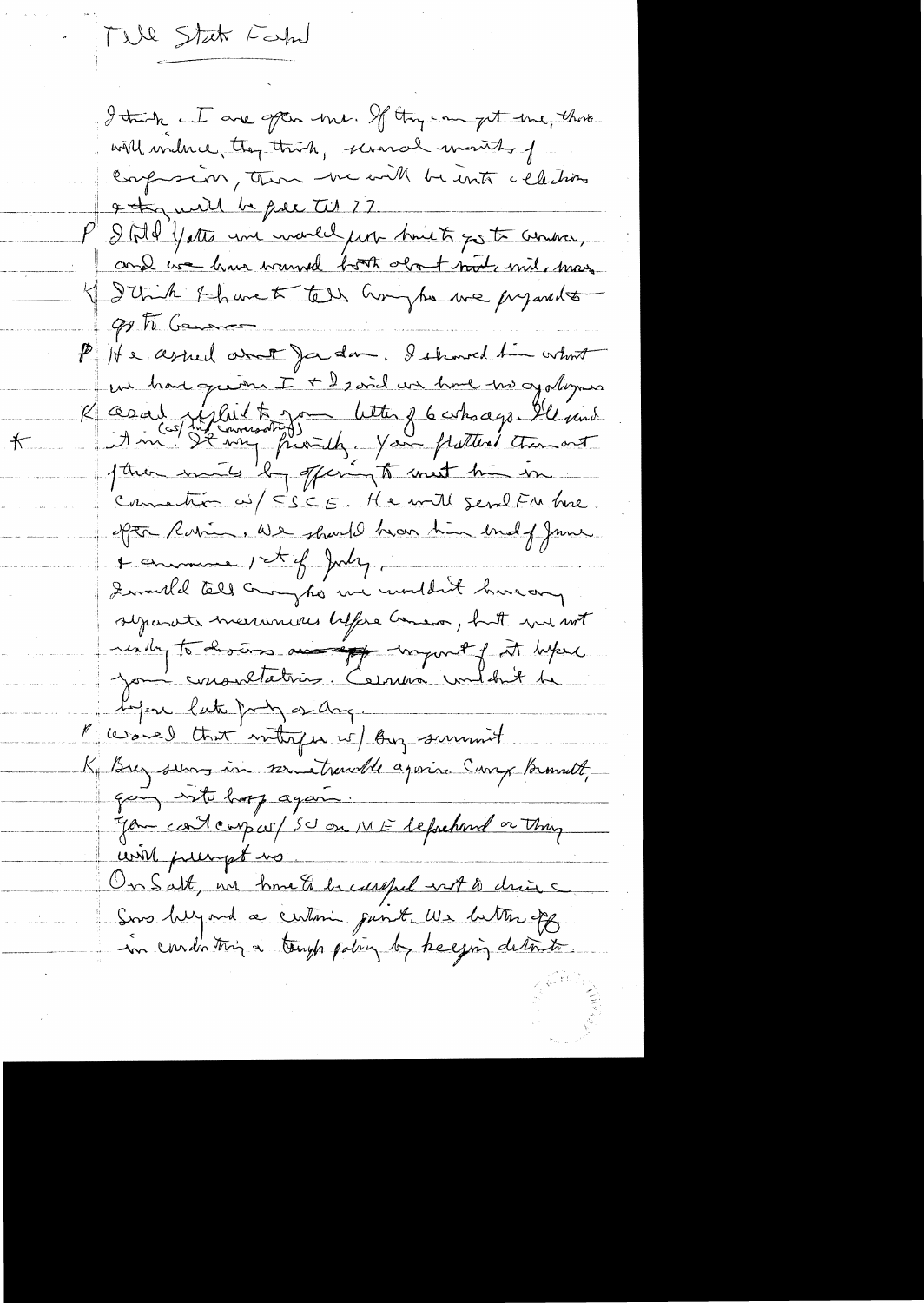Tell State Fahd

I think – I am often one. If they can get me, there will ensue, they think, several months of confusion, then we will be into elections & they will be free til 77.

P I told Yatto we would probably have to go to Geneva, and we have warned both about that, will, may

K I think I have to tell Gromyko we prepared to go to Geneva

P He asked about Jordan. I showed him what we have given I + I said we have no apologies

K Asad replied to your letter of 6 wks ago. He said

\* it in (as my comments) – It very friendly. You flattered them out of their minds by offering to meet him in connection w/ CSCE. He will send FM here after Rabin. We should hear him end of June & announce 1st of July.

I would tell Gromyko we wouldn't have any separate maneuvers before Geneva, but we not ready to discuss anything important of it before your consultations. Geneva wouldn't be before late July or Aug.

P Worried that interfere w/ Brez summit.

K Brez seems in some trouble again. Camp Bennett, going into hosp again.

You can't cooperate w/ SU on ME beforehand or they will preempt us.

On Salt, we have to be careful not to drive Sovs beyond a certain point. We better off in conducting a tough policy by keeping detente.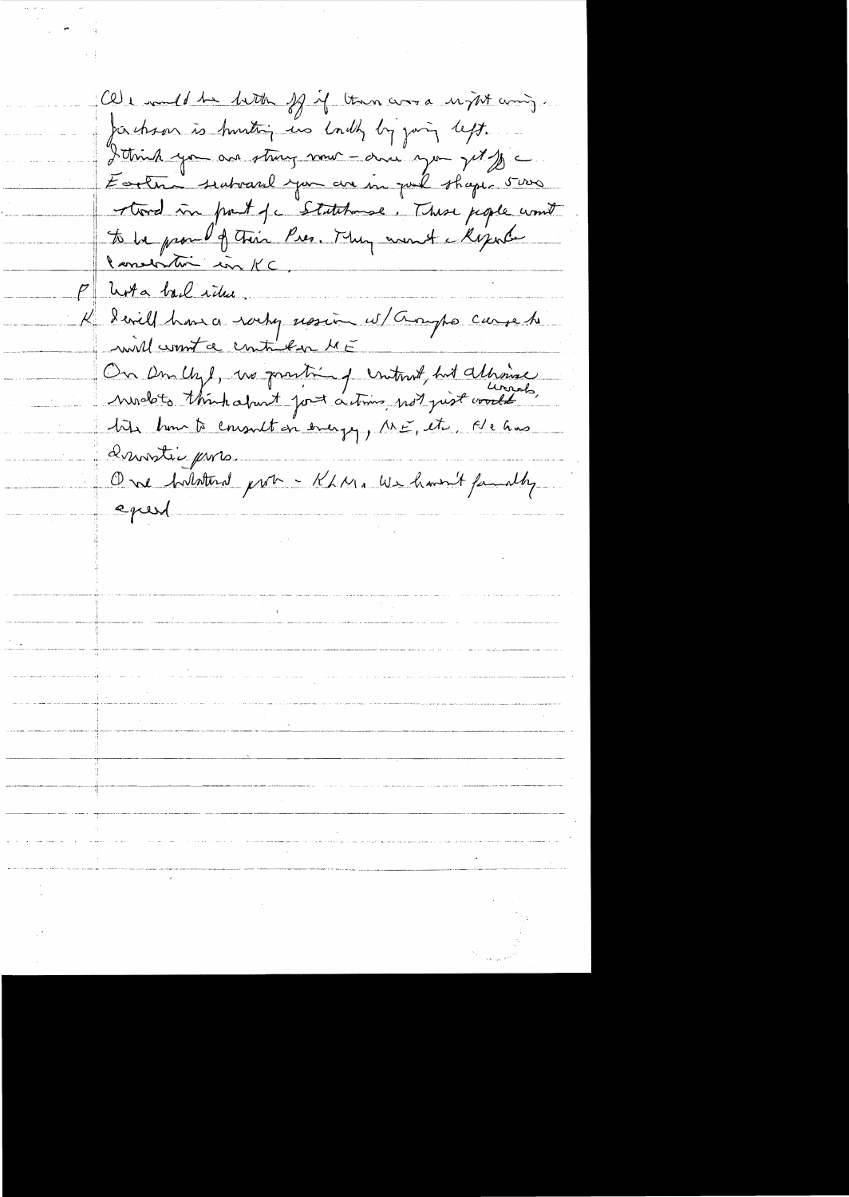We would be better off if there were a right wing. Jackson is hurting us badly by going left.

I think you are strong now – since you got off the Eastern seaboard you are in good shape. 5000 stood in front of the Statehouse. These people want to be proud of their Pres. They want a Republican convention in KC.

P Not a bad idea.

K I will have a rocky session w/ Gromyko cause he will want a contention ME

On Dem Platf, no question of content, but otherwise nobody thinks about just actions not just words.

Like how to consult on energy, ME, etc. He has domestic probs.

One bilateral prob – KLM. We haven't formally agreed